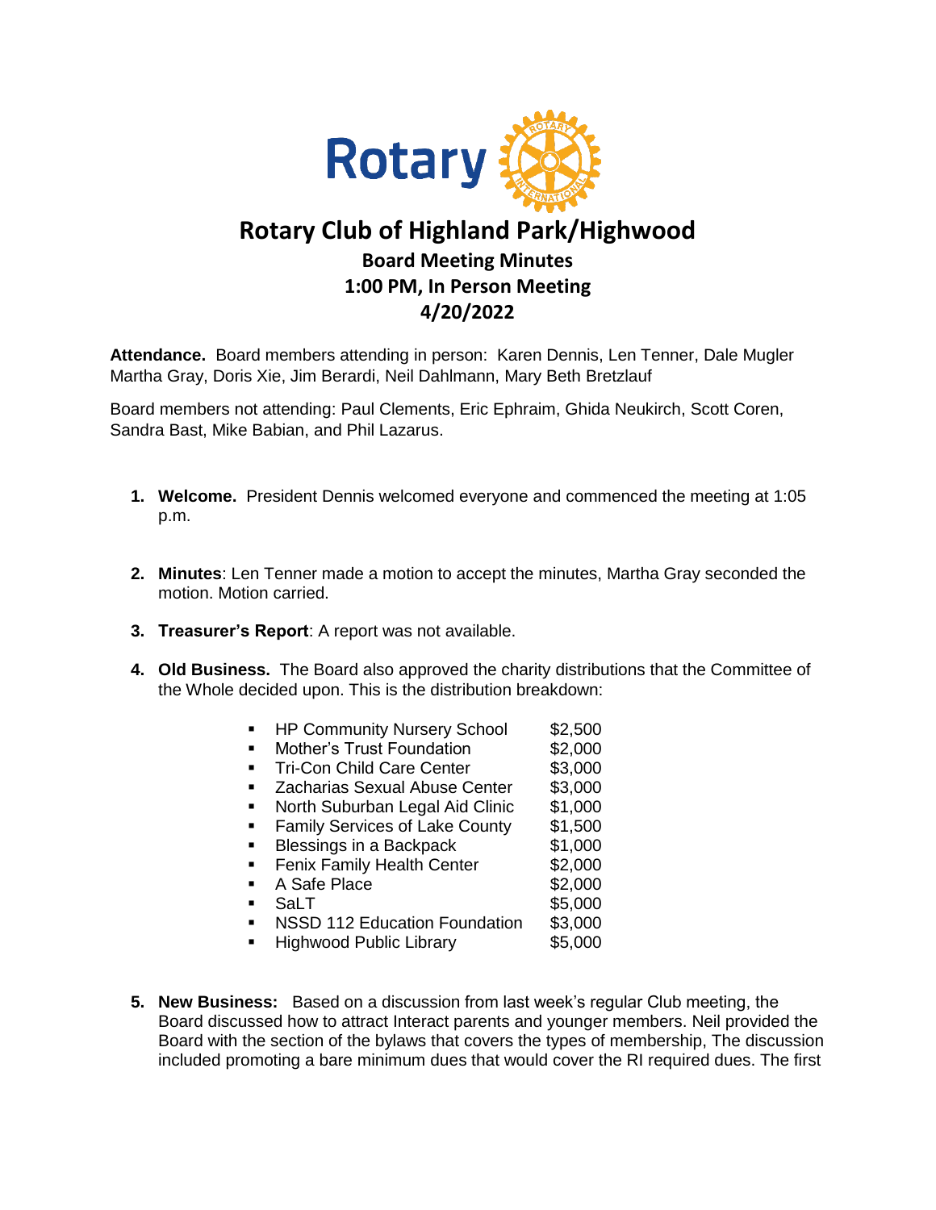# Rotary Club of Highland Park/Highwood

## Board Meeting Minutes

### 1:00 PM, In Person Meeting

### 4/20/2022

**Attendance.** Board members attending in person: Karen Dennis, Len Tenner, Dale Mugler Martha Gray, Doris Xie, Jim Berardi, Neil Dahlmann, Mary Beth Bretzlauf

Board members not attending: Paul Clements, Eric Ephraim, Ghida Neukirch, Scott Coren, Sandra Bast, Mike Babian, and Phil Lazarus.

1. **Welcome.** President Dennis welcomed everyone and commenced the meeting at 1:05 p.m.

2. **Minutes**: Len Tenner made a motion to accept the minutes, Martha Gray seconded the motion. Motion carried.

3. **Treasurer's Report**: A report was not available.

4. **Old Business.** The Board also approved the charity distributions that the Committee of the Whole decided upon. This is the distribution breakdown:

   - HP Community Nursery School $2,500
   - Mother's Trust Foundation $2,000
   - Tri-Con Child Care Center $3,000
   - Zacharias Sexual Abuse Center $3,000
   - North Suburban Legal Aid Clinic $1,000
   - Family Services of Lake County $1,500
   - Blessings in a Backpack $1,000
   - Fenix Family Health Center $2,000
   - A Safe Place $2,000
   - SaLT $5,000
   - NSSD 112 Education Foundation $3,000
   - Highwood Public Library $5,000

5. **New Business:** Based on a discussion from last week's regular Club meeting, the Board discussed how to attract Interact parents and younger members. Neil provided the Board with the section of the bylaws that covers the types of membership, The discussion included promoting a bare minimum dues that would cover the RI required dues. The first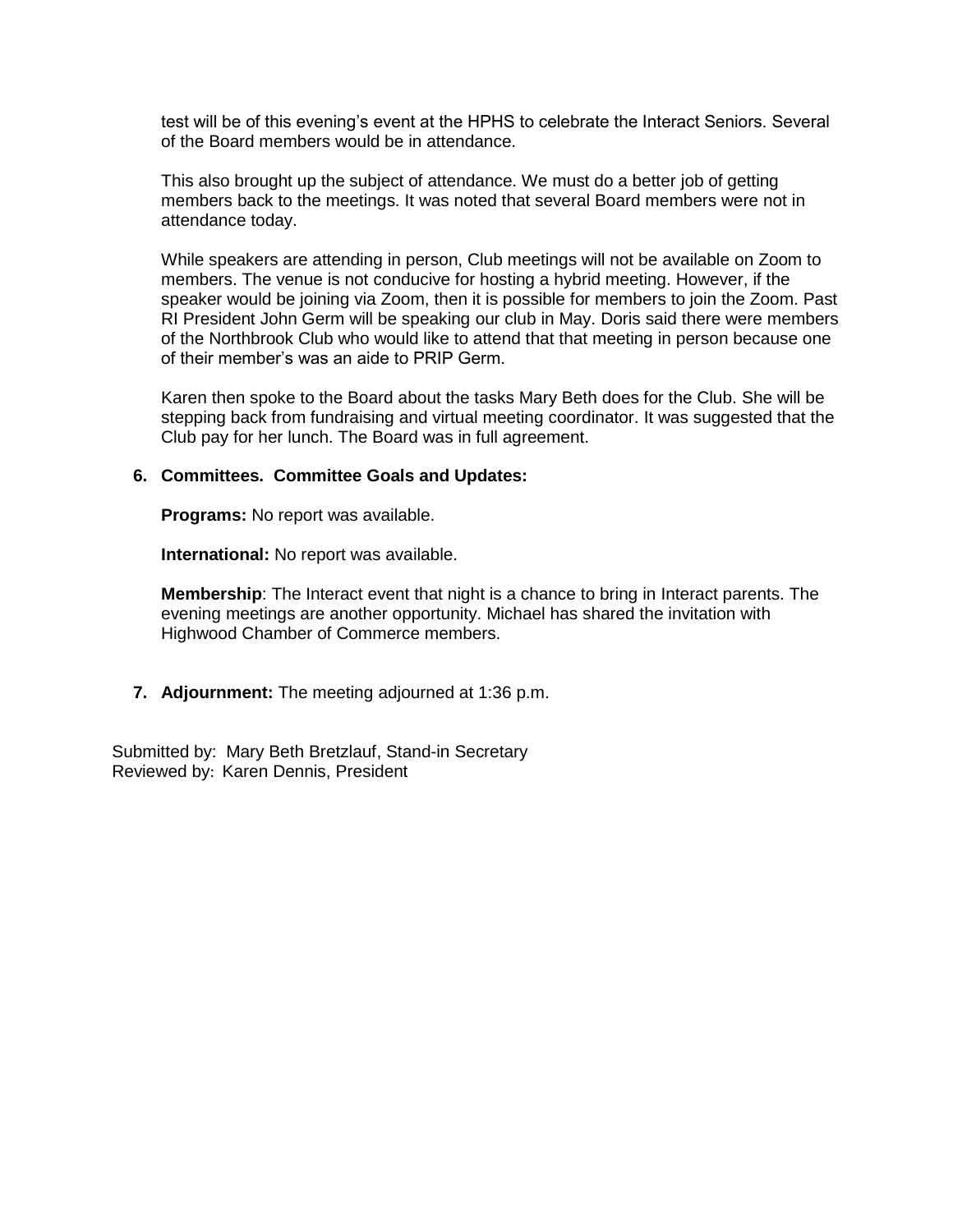test will be of this evening's event at the HPHS to celebrate the Interact Seniors. Several of the Board members would be in attendance.

This also brought up the subject of attendance. We must do a better job of getting members back to the meetings. It was noted that several Board members were not in attendance today.

While speakers are attending in person, Club meetings will not be available on Zoom to members. The venue is not conducive for hosting a hybrid meeting. However, if the speaker would be joining via Zoom, then it is possible for members to join the Zoom. Past RI President John Germ will be speaking our club in May. Doris said there were members of the Northbrook Club who would like to attend that that meeting in person because one of their member's was an aide to PRIP Germ.

Karen then spoke to the Board about the tasks Mary Beth does for the Club. She will be stepping back from fundraising and virtual meeting coordinator. It was suggested that the Club pay for her lunch. The Board was in full agreement.

6. **Committees. Committee Goals and Updates:**

   **Programs:** No report was available.

   **International:** No report was available.

   **Membership**: The Interact event that night is a chance to bring in Interact parents. The evening meetings are another opportunity. Michael has shared the invitation with Highwood Chamber of Commerce members.

7. **Adjournment:** The meeting adjourned at 1:36 p.m.

Submitted by: Mary Beth Bretzlauf, Stand-in Secretary
Reviewed by: Karen Dennis, President